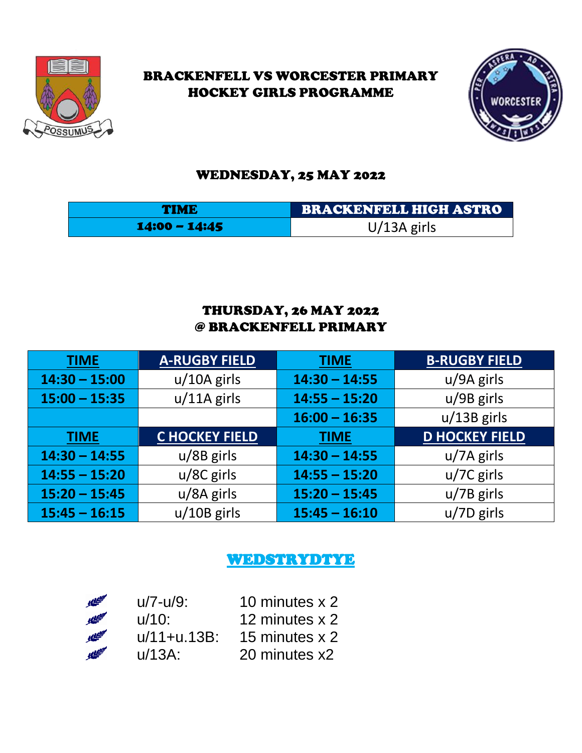# BRACKENFELL VS WORCESTER PRIMARY HOCKEY GIRLS PROGRAMME

## WEDNESDAY, 25 MAY 2022

| TIME | BRACKENFELL HIGH ASTRO |
|---|---|
| 14:00 – 14:45 | U/13A girls |

## THURSDAY, 26 MAY 2022
## @ BRACKENFELL PRIMARY

| TIME | A-RUGBY FIELD | TIME | B-RUGBY FIELD |
|---|---|---|---|
| 14:30 – 15:00 | u/10A girls | 14:30 – 14:55 | u/9A girls |
| 15:00 – 15:35 | u/11A girls | 14:55 – 15:20 | u/9B girls |
| | | 16:00 – 16:35 | u/13B girls |
| **TIME** | **C HOCKEY FIELD** | **TIME** | **D HOCKEY FIELD** |
| 14:30 – 14:55 | u/8B girls | 14:30 – 14:55 | u/7A girls |
| 14:55 – 15:20 | u/8C girls | 14:55 – 15:20 | u/7C girls |
| 15:20 – 15:45 | u/8A girls | 15:20 – 15:45 | u/7B girls |
| 15:45 – 16:15 | u/10B girls | 15:45 – 16:10 | u/7D girls |

## WEDSTRYDTYE

- u/7-u/9: 10 minutes x 2
- u/10: 12 minutes x 2
- u/11+u.13B: 15 minutes x 2
- u/13A: 20 minutes x2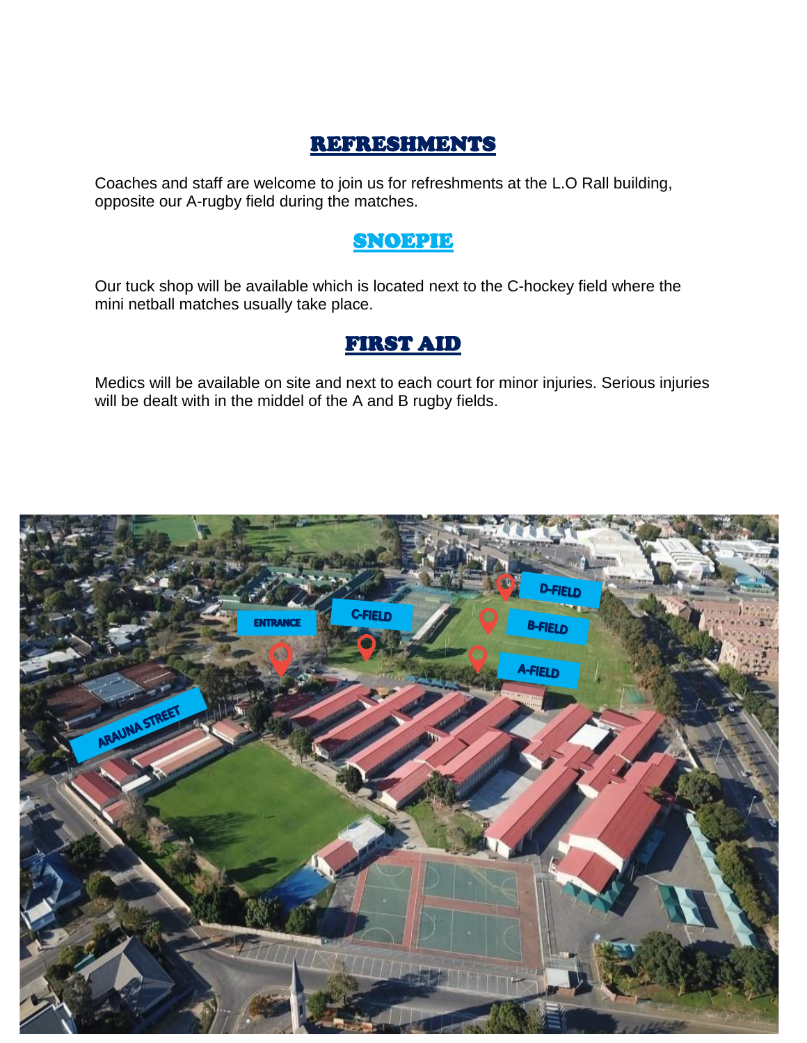## REFRESHMENTS

Coaches and staff are welcome to join us for refreshments at the L.O Rall building, opposite our A-rugby field during the matches.

## SNOEPIE

Our tuck shop will be available which is located next to the C-hockey field where the mini netball matches usually take place.

## FIRST AID

Medics will be available on site and next to each court for minor injuries. Serious injuries will be dealt with in the middel of the A and B rugby fields.

ENTRANCE

C-FIELD

D-FIELD

B-FIELD

A-FIELD

ARAUNA STREET